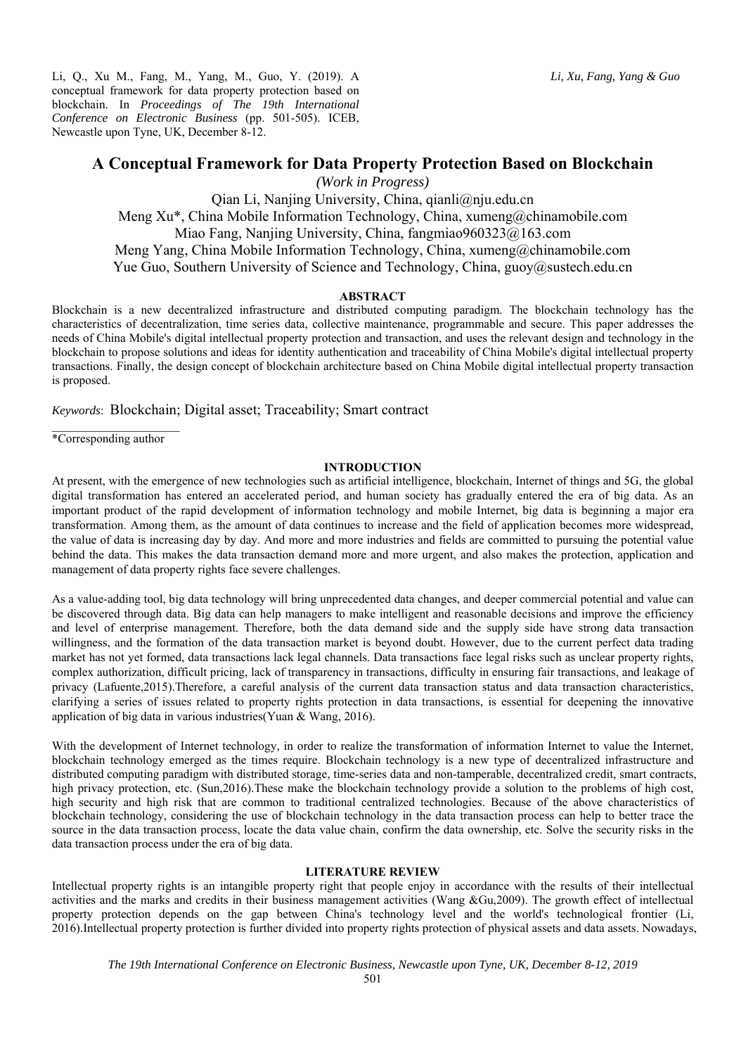Li, Q., Xu M., Fang, M., Yang, M., Guo, Y. (2019). A conceptual framework for data property protection based on blockchain. In *Proceedings of The 19th International Conference on Electronic Business* (pp. 501-505). ICEB, Newcastle upon Tyne, UK, December 8-12.

# A Conceptual Framework for Data Property Protection Based on Blockchain

*(Work in Progress)*

Qian Li, Nanjing University, China, qianli@nju.edu.cn
Meng Xu*, China Mobile Information Technology, China, xumeng@chinamobile.com
Miao Fang, Nanjing University, China, fangmiao960323@163.com
Meng Yang, China Mobile Information Technology, China, xumeng@chinamobile.com
Yue Guo, Southern University of Science and Technology, China, guoy@sustech.edu.cn

## ABSTRACT

Blockchain is a new decentralized infrastructure and distributed computing paradigm. The blockchain technology has the characteristics of decentralization, time series data, collective maintenance, programmable and secure. This paper addresses the needs of China Mobile's digital intellectual property protection and transaction, and uses the relevant design and technology in the blockchain to propose solutions and ideas for identity authentication and traceability of China Mobile's digital intellectual property transactions. Finally, the design concept of blockchain architecture based on China Mobile digital intellectual property transaction is proposed.

*Keywords*: Blockchain; Digital asset; Traceability; Smart contract

*Corresponding author

## INTRODUCTION

At present, with the emergence of new technologies such as artificial intelligence, blockchain, Internet of things and 5G, the global digital transformation has entered an accelerated period, and human society has gradually entered the era of big data. As an important product of the rapid development of information technology and mobile Internet, big data is beginning a major era transformation. Among them, as the amount of data continues to increase and the field of application becomes more widespread, the value of data is increasing day by day. And more and more industries and fields are committed to pursuing the potential value behind the data. This makes the data transaction demand more and more urgent, and also makes the protection, application and management of data property rights face severe challenges.

As a value-adding tool, big data technology will bring unprecedented data changes, and deeper commercial potential and value can be discovered through data. Big data can help managers to make intelligent and reasonable decisions and improve the efficiency and level of enterprise management. Therefore, both the data demand side and the supply side have strong data transaction willingness, and the formation of the data transaction market is beyond doubt. However, due to the current perfect data trading market has not yet formed, data transactions lack legal channels. Data transactions face legal risks such as unclear property rights, complex authorization, difficult pricing, lack of transparency in transactions, difficulty in ensuring fair transactions, and leakage of privacy (Lafuente,2015).Therefore, a careful analysis of the current data transaction status and data transaction characteristics, clarifying a series of issues related to property rights protection in data transactions, is essential for deepening the innovative application of big data in various industries(Yuan & Wang, 2016).

With the development of Internet technology, in order to realize the transformation of information Internet to value the Internet, blockchain technology emerged as the times require. Blockchain technology is a new type of decentralized infrastructure and distributed computing paradigm with distributed storage, time-series data and non-tamperable, decentralized credit, smart contracts, high privacy protection, etc. (Sun,2016).These make the blockchain technology provide a solution to the problems of high cost, high security and high risk that are common to traditional centralized technologies. Because of the above characteristics of blockchain technology, considering the use of blockchain technology in the data transaction process can help to better trace the source in the data transaction process, locate the data value chain, confirm the data ownership, etc. Solve the security risks in the data transaction process under the era of big data.

## LITERATURE REVIEW

Intellectual property rights is an intangible property right that people enjoy in accordance with the results of their intellectual activities and the marks and credits in their business management activities (Wang &Gu,2009). The growth effect of intellectual property protection depends on the gap between China's technology level and the world's technological frontier (Li, 2016).Intellectual property protection is further divided into property rights protection of physical assets and data assets. Nowadays,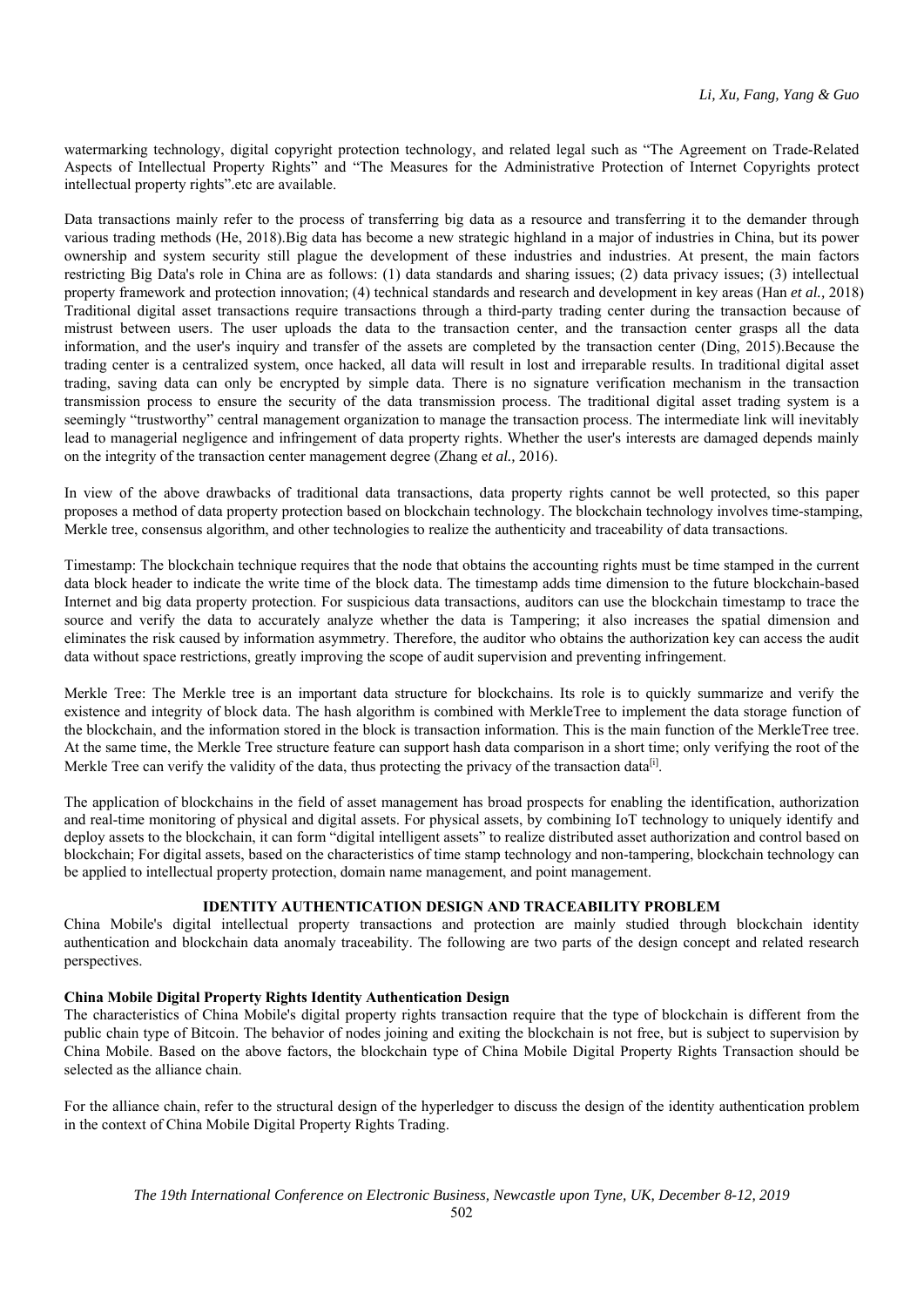watermarking technology, digital copyright protection technology, and related legal such as "The Agreement on Trade-Related Aspects of Intellectual Property Rights" and "The Measures for the Administrative Protection of Internet Copyrights protect intellectual property rights".etc are available.

Data transactions mainly refer to the process of transferring big data as a resource and transferring it to the demander through various trading methods (He, 2018).Big data has become a new strategic highland in a major of industries in China, but its power ownership and system security still plague the development of these industries and industries. At present, the main factors restricting Big Data's role in China are as follows: (1) data standards and sharing issues; (2) data privacy issues; (3) intellectual property framework and protection innovation; (4) technical standards and research and development in key areas (Han *et al.,* 2018) Traditional digital asset transactions require transactions through a third-party trading center during the transaction because of mistrust between users. The user uploads the data to the transaction center, and the transaction center grasps all the data information, and the user's inquiry and transfer of the assets are completed by the transaction center (Ding, 2015).Because the trading center is a centralized system, once hacked, all data will result in lost and irreparable results. In traditional digital asset trading, saving data can only be encrypted by simple data. There is no signature verification mechanism in the transaction transmission process to ensure the security of the data transmission process. The traditional digital asset trading system is a seemingly "trustworthy" central management organization to manage the transaction process. The intermediate link will inevitably lead to managerial negligence and infringement of data property rights. Whether the user's interests are damaged depends mainly on the integrity of the transaction center management degree (Zhang e*t al.,* 2016).

In view of the above drawbacks of traditional data transactions, data property rights cannot be well protected, so this paper proposes a method of data property protection based on blockchain technology. The blockchain technology involves time-stamping, Merkle tree, consensus algorithm, and other technologies to realize the authenticity and traceability of data transactions.

Timestamp: The blockchain technique requires that the node that obtains the accounting rights must be time stamped in the current data block header to indicate the write time of the block data. The timestamp adds time dimension to the future blockchain-based Internet and big data property protection. For suspicious data transactions, auditors can use the blockchain timestamp to trace the source and verify the data to accurately analyze whether the data is Tampering; it also increases the spatial dimension and eliminates the risk caused by information asymmetry. Therefore, the auditor who obtains the authorization key can access the audit data without space restrictions, greatly improving the scope of audit supervision and preventing infringement.

Merkle Tree: The Merkle tree is an important data structure for blockchains. Its role is to quickly summarize and verify the existence and integrity of block data. The hash algorithm is combined with MerkleTree to implement the data storage function of the blockchain, and the information stored in the block is transaction information. This is the main function of the MerkleTree tree. At the same time, the Merkle Tree structure feature can support hash data comparison in a short time; only verifying the root of the Merkle Tree can verify the validity of the data, thus protecting the privacy of the transaction data[i].

The application of blockchains in the field of asset management has broad prospects for enabling the identification, authorization and real-time monitoring of physical and digital assets. For physical assets, by combining IoT technology to uniquely identify and deploy assets to the blockchain, it can form "digital intelligent assets" to realize distributed asset authorization and control based on blockchain; For digital assets, based on the characteristics of time stamp technology and non-tampering, blockchain technology can be applied to intellectual property protection, domain name management, and point management.

## IDENTITY AUTHENTICATION DESIGN AND TRACEABILITY PROBLEM

China Mobile's digital intellectual property transactions and protection are mainly studied through blockchain identity authentication and blockchain data anomaly traceability. The following are two parts of the design concept and related research perspectives.

### China Mobile Digital Property Rights Identity Authentication Design

The characteristics of China Mobile's digital property rights transaction require that the type of blockchain is different from the public chain type of Bitcoin. The behavior of nodes joining and exiting the blockchain is not free, but is subject to supervision by China Mobile. Based on the above factors, the blockchain type of China Mobile Digital Property Rights Transaction should be selected as the alliance chain.

For the alliance chain, refer to the structural design of the hyperledger to discuss the design of the identity authentication problem in the context of China Mobile Digital Property Rights Trading.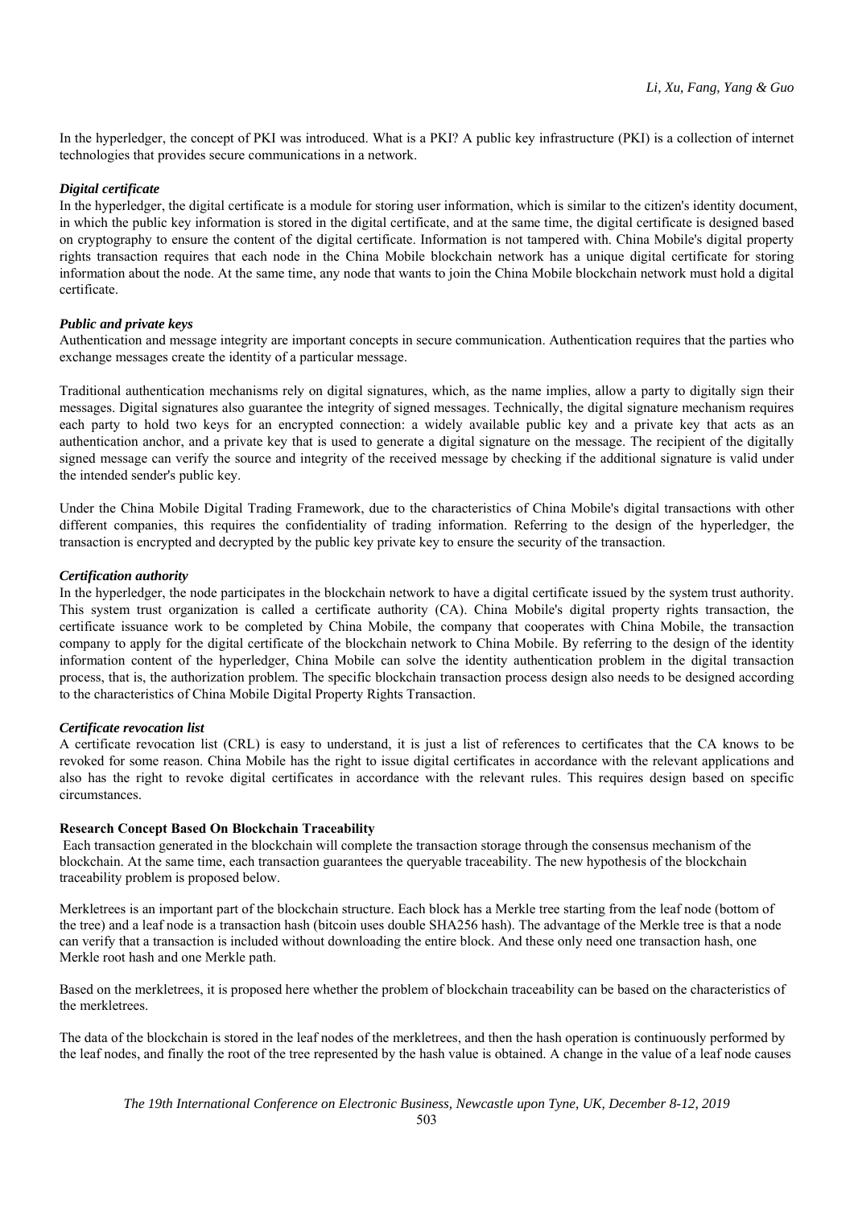In the hyperledger, the concept of PKI was introduced. What is a PKI? A public key infrastructure (PKI) is a collection of internet technologies that provides secure communications in a network.

### *Digital certificate*

In the hyperledger, the digital certificate is a module for storing user information, which is similar to the citizen's identity document, in which the public key information is stored in the digital certificate, and at the same time, the digital certificate is designed based on cryptography to ensure the content of the digital certificate. Information is not tampered with. China Mobile's digital property rights transaction requires that each node in the China Mobile blockchain network has a unique digital certificate for storing information about the node. At the same time, any node that wants to join the China Mobile blockchain network must hold a digital certificate.

### *Public and private keys*

Authentication and message integrity are important concepts in secure communication. Authentication requires that the parties who exchange messages create the identity of a particular message.

Traditional authentication mechanisms rely on digital signatures, which, as the name implies, allow a party to digitally sign their messages. Digital signatures also guarantee the integrity of signed messages. Technically, the digital signature mechanism requires each party to hold two keys for an encrypted connection: a widely available public key and a private key that acts as an authentication anchor, and a private key that is used to generate a digital signature on the message. The recipient of the digitally signed message can verify the source and integrity of the received message by checking if the additional signature is valid under the intended sender's public key.

Under the China Mobile Digital Trading Framework, due to the characteristics of China Mobile's digital transactions with other different companies, this requires the confidentiality of trading information. Referring to the design of the hyperledger, the transaction is encrypted and decrypted by the public key private key to ensure the security of the transaction.

### *Certification authority*

In the hyperledger, the node participates in the blockchain network to have a digital certificate issued by the system trust authority. This system trust organization is called a certificate authority (CA). China Mobile's digital property rights transaction, the certificate issuance work to be completed by China Mobile, the company that cooperates with China Mobile, the transaction company to apply for the digital certificate of the blockchain network to China Mobile. By referring to the design of the identity information content of the hyperledger, China Mobile can solve the identity authentication problem in the digital transaction process, that is, the authorization problem. The specific blockchain transaction process design also needs to be designed according to the characteristics of China Mobile Digital Property Rights Transaction.

### *Certificate revocation list*

A certificate revocation list (CRL) is easy to understand, it is just a list of references to certificates that the CA knows to be revoked for some reason. China Mobile has the right to issue digital certificates in accordance with the relevant applications and also has the right to revoke digital certificates in accordance with the relevant rules. This requires design based on specific circumstances.

## **Research Concept Based On Blockchain Traceability**

Each transaction generated in the blockchain will complete the transaction storage through the consensus mechanism of the blockchain. At the same time, each transaction guarantees the queryable traceability. The new hypothesis of the blockchain traceability problem is proposed below.

Merkletrees is an important part of the blockchain structure. Each block has a Merkle tree starting from the leaf node (bottom of the tree) and a leaf node is a transaction hash (bitcoin uses double SHA256 hash). The advantage of the Merkle tree is that a node can verify that a transaction is included without downloading the entire block. And these only need one transaction hash, one Merkle root hash and one Merkle path.

Based on the merkletrees, it is proposed here whether the problem of blockchain traceability can be based on the characteristics of the merkletrees.

The data of the blockchain is stored in the leaf nodes of the merkletrees, and then the hash operation is continuously performed by the leaf nodes, and finally the root of the tree represented by the hash value is obtained. A change in the value of a leaf node causes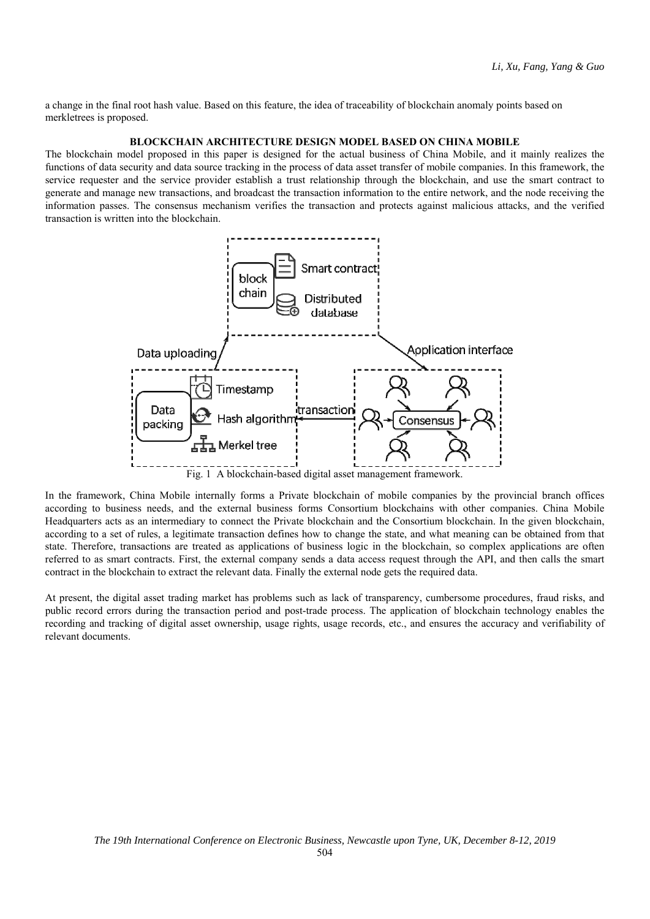a change in the final root hash value. Based on this feature, the idea of traceability of blockchain anomaly points based on merkletrees is proposed.

## BLOCKCHAIN ARCHITECTURE DESIGN MODEL BASED ON CHINA MOBILE

The blockchain model proposed in this paper is designed for the actual business of China Mobile, and it mainly realizes the functions of data security and data source tracking in the process of data asset transfer of mobile companies. In this framework, the service requester and the service provider establish a trust relationship through the blockchain, and use the smart contract to generate and manage new transactions, and broadcast the transaction information to the entire network, and the node receiving the information passes. The consensus mechanism verifies the transaction and protects against malicious attacks, and the verified transaction is written into the blockchain.

block chain

Smart contract

Distributed database

Data uploading

Application interface

Data packing

Timestamp

Hash algorithm

Merkel tree

transaction

Consensus

Fig. 1 A blockchain-based digital asset management framework.

In the framework, China Mobile internally forms a Private blockchain of mobile companies by the provincial branch offices according to business needs, and the external business forms Consortium blockchains with other companies. China Mobile Headquarters acts as an intermediary to connect the Private blockchain and the Consortium blockchain. In the given blockchain, according to a set of rules, a legitimate transaction defines how to change the state, and what meaning can be obtained from that state. Therefore, transactions are treated as applications of business logic in the blockchain, so complex applications are often referred to as smart contracts. First, the external company sends a data access request through the API, and then calls the smart contract in the blockchain to extract the relevant data. Finally the external node gets the required data.

At present, the digital asset trading market has problems such as lack of transparency, cumbersome procedures, fraud risks, and public record errors during the transaction period and post-trade process. The application of blockchain technology enables the recording and tracking of digital asset ownership, usage rights, usage records, etc., and ensures the accuracy and verifiability of relevant documents.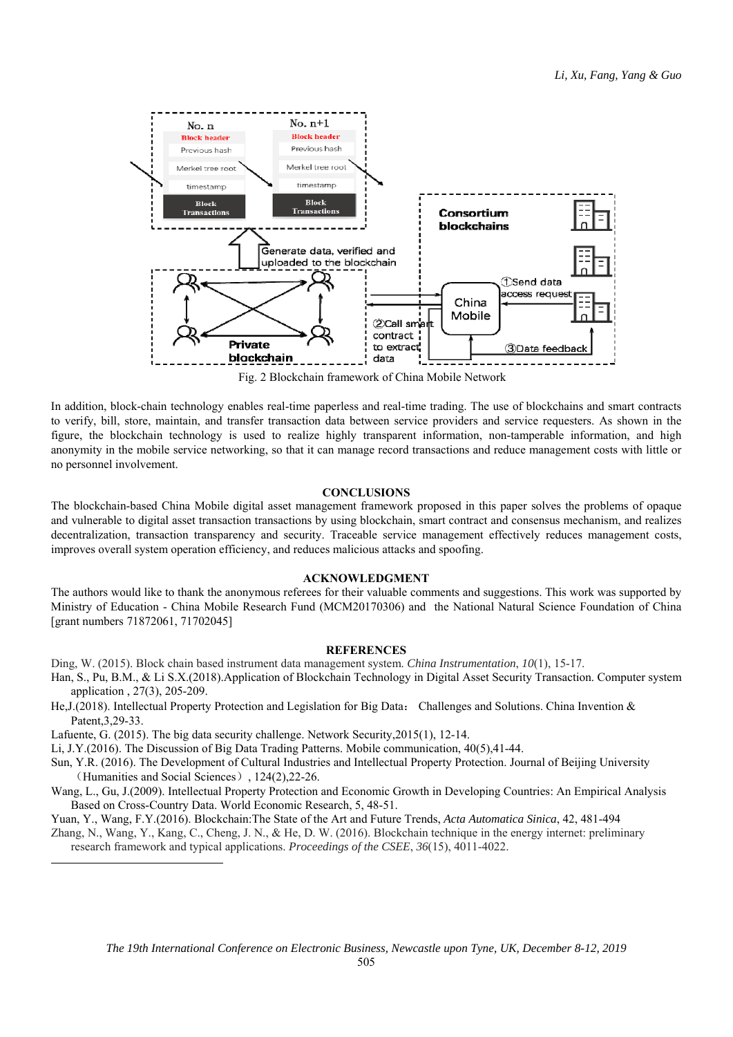Fig. 2 Blockchain framework of China Mobile Network

In addition, block-chain technology enables real-time paperless and real-time trading. The use of blockchains and smart contracts to verify, bill, store, maintain, and transfer transaction data between service providers and service requesters. As shown in the figure, the blockchain technology is used to realize highly transparent information, non-tamperable information, and high anonymity in the mobile service networking, so that it can manage record transactions and reduce management costs with little or no personnel involvement.

## CONCLUSIONS

The blockchain-based China Mobile digital asset management framework proposed in this paper solves the problems of opaque and vulnerable to digital asset transaction transactions by using blockchain, smart contract and consensus mechanism, and realizes decentralization, transaction transparency and security. Traceable service management effectively reduces management costs, improves overall system operation efficiency, and reduces malicious attacks and spoofing.

## ACKNOWLEDGMENT

The authors would like to thank the anonymous referees for their valuable comments and suggestions. This work was supported by Ministry of Education - China Mobile Research Fund (MCM20170306) and the National Natural Science Foundation of China [grant numbers 71872061, 71702045]

## REFERENCES

Ding, W. (2015). Block chain based instrument data management system. *China Instrumentation*, *10*(1), 15-17.

Han, S., Pu, B.M., & Li S.X.(2018).Application of Blockchain Technology in Digital Asset Security Transaction. Computer system application , 27(3), 205-209.

He,J.(2018). Intellectual Property Protection and Legislation for Big Data： Challenges and Solutions. China Invention & Patent,3,29-33.

Lafuente, G. (2015). The big data security challenge. Network Security,2015(1), 12-14.

Li, J.Y.(2016). The Discussion of Big Data Trading Patterns. Mobile communication, 40(5),41-44.

Sun, Y.R. (2016). The Development of Cultural Industries and Intellectual Property Protection. Journal of Beijing University （Humanities and Social Sciences）, 124(2),22-26.

Wang, L., Gu, J.(2009). Intellectual Property Protection and Economic Growth in Developing Countries: An Empirical Analysis Based on Cross-Country Data. World Economic Research, 5, 48-51.

Yuan, Y., Wang, F.Y.(2016). Blockchain:The State of the Art and Future Trends, *Acta Automatica Sinica*, 42, 481-494

Zhang, N., Wang, Y., Kang, C., Cheng, J. N., & He, D. W. (2016). Blockchain technique in the energy internet: preliminary research framework and typical applications. *Proceedings of the CSEE*, *36*(15), 4011-4022.